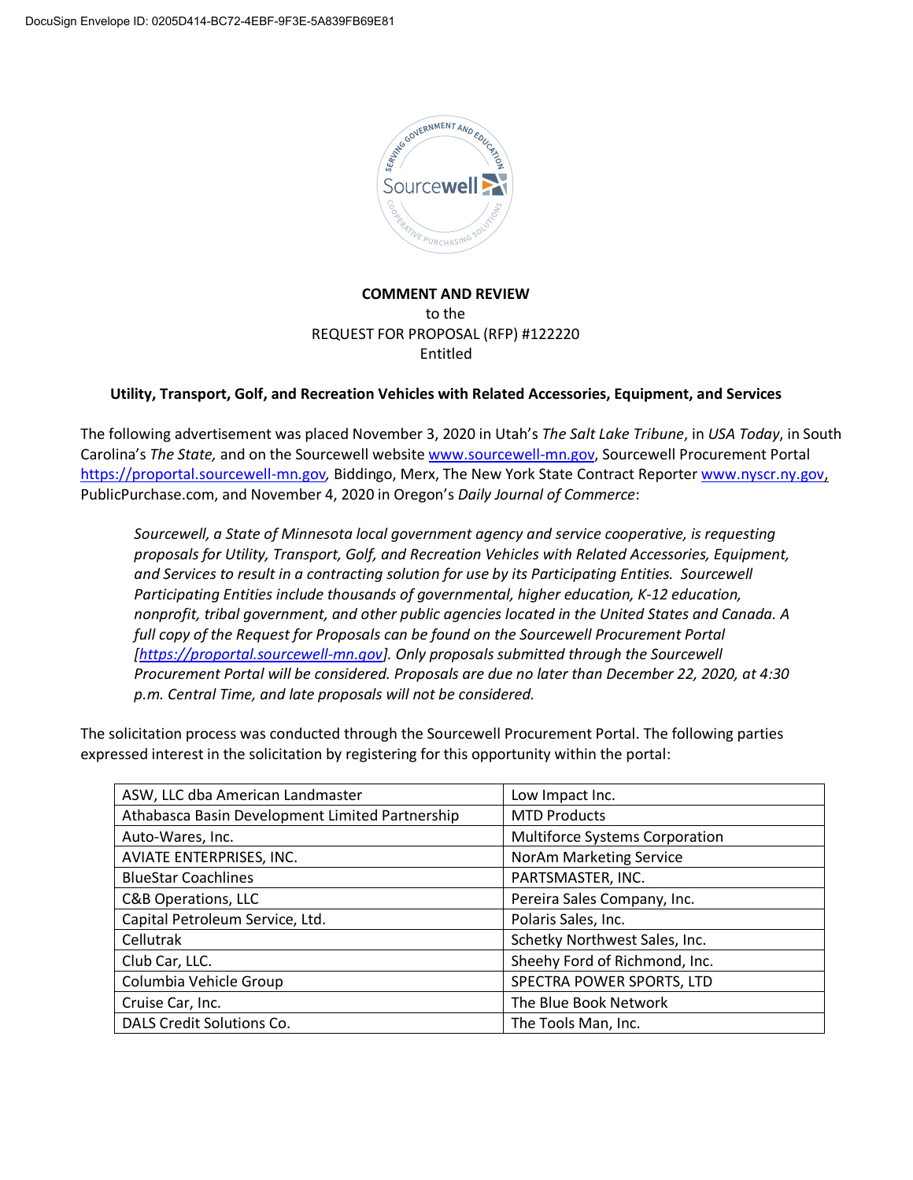DocuSign Envelope ID: 0205D414-BC72-4EBF-9F3E-5A839FB69E81

**COMMENT AND REVIEW**
to the
REQUEST FOR PROPOSAL (RFP) #122220
Entitled

**Utility, Transport, Golf, and Recreation Vehicles with Related Accessories, Equipment, and Services**

The following advertisement was placed November 3, 2020 in Utah's *The Salt Lake Tribune*, in *USA Today*, in South Carolina's *The State,* and on the Sourcewell website www.sourcewell-mn.gov, Sourcewell Procurement Portal https://proportal.sourcewell-mn.gov*,* Biddingo, Merx, The New York State Contract Reporter www.nyscr.ny.gov, PublicPurchase.com, and November 4, 2020 in Oregon's *Daily Journal of Commerce*:

> *Sourcewell, a State of Minnesota local government agency and service cooperative, is requesting proposals for Utility, Transport, Golf, and Recreation Vehicles with Related Accessories, Equipment, and Services to result in a contracting solution for use by its Participating Entities. Sourcewell Participating Entities include thousands of governmental, higher education, K-12 education, nonprofit, tribal government, and other public agencies located in the United States and Canada. A full copy of the Request for Proposals can be found on the Sourcewell Procurement Portal [https://proportal.sourcewell-mn.gov]. Only proposals submitted through the Sourcewell Procurement Portal will be considered. Proposals are due no later than December 22, 2020, at 4:30 p.m. Central Time, and late proposals will not be considered.*

The solicitation process was conducted through the Sourcewell Procurement Portal. The following parties expressed interest in the solicitation by registering for this opportunity within the portal:

| | |
|---|---|
| ASW, LLC dba American Landmaster | Low Impact Inc. |
| Athabasca Basin Development Limited Partnership | MTD Products |
| Auto-Wares, Inc. | Multiforce Systems Corporation |
| AVIATE ENTERPRISES, INC. | NorAm Marketing Service |
| BlueStar Coachlines | PARTSMASTER, INC. |
| C&B Operations, LLC | Pereira Sales Company, Inc. |
| Capital Petroleum Service, Ltd. | Polaris Sales, Inc. |
| Cellutrak | Schetky Northwest Sales, Inc. |
| Club Car, LLC. | Sheehy Ford of Richmond, Inc. |
| Columbia Vehicle Group | SPECTRA POWER SPORTS, LTD |
| Cruise Car, Inc. | The Blue Book Network |
| DALS Credit Solutions Co. | The Tools Man, Inc. |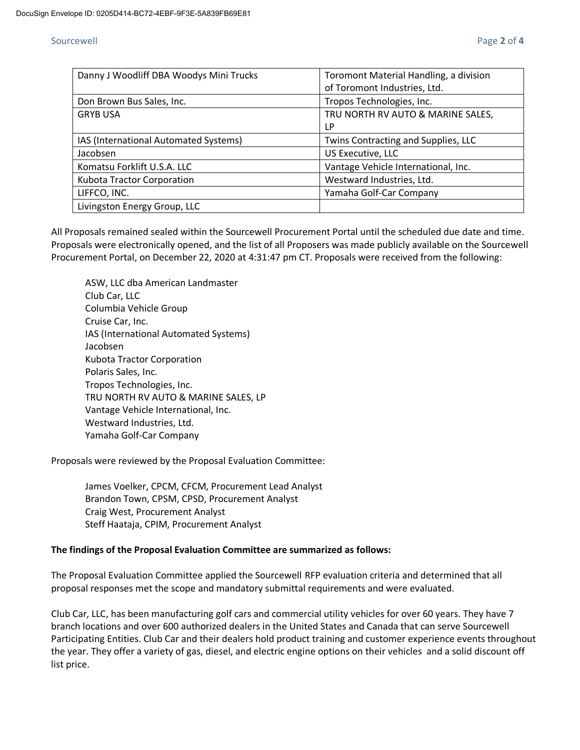| Danny J Woodliff DBA Woodys Mini Trucks | Toromont Material Handling, a division of Toromont Industries, Ltd. |
| --- | --- |
| Don Brown Bus Sales, Inc. | Tropos Technologies, Inc. |
| GRYB USA | TRU NORTH RV AUTO & MARINE SALES, LP |
| IAS (International Automated Systems) | Twins Contracting and Supplies, LLC |
| Jacobsen | US Executive, LLC |
| Komatsu Forklift U.S.A. LLC | Vantage Vehicle International, Inc. |
| Kubota Tractor Corporation | Westward Industries, Ltd. |
| LIFFCO, INC. | Yamaha Golf-Car Company |
| Livingston Energy Group, LLC | |

All Proposals remained sealed within the Sourcewell Procurement Portal until the scheduled due date and time. Proposals were electronically opened, and the list of all Proposers was made publicly available on the Sourcewell Procurement Portal, on December 22, 2020 at 4:31:47 pm CT. Proposals were received from the following:

ASW, LLC dba American Landmaster
Club Car, LLC
Columbia Vehicle Group
Cruise Car, Inc.
IAS (International Automated Systems)
Jacobsen
Kubota Tractor Corporation
Polaris Sales, Inc.
Tropos Technologies, Inc.
TRU NORTH RV AUTO & MARINE SALES, LP
Vantage Vehicle International, Inc.
Westward Industries, Ltd.
Yamaha Golf-Car Company

Proposals were reviewed by the Proposal Evaluation Committee:

James Voelker, CPCM, CFCM, Procurement Lead Analyst
Brandon Town, CPSM, CPSD, Procurement Analyst
Craig West, Procurement Analyst
Steff Haataja, CPIM, Procurement Analyst

**The findings of the Proposal Evaluation Committee are summarized as follows:**

The Proposal Evaluation Committee applied the Sourcewell RFP evaluation criteria and determined that all proposal responses met the scope and mandatory submittal requirements and were evaluated.

Club Car, LLC, has been manufacturing golf cars and commercial utility vehicles for over 60 years. They have 7 branch locations and over 600 authorized dealers in the United States and Canada that can serve Sourcewell Participating Entities. Club Car and their dealers hold product training and customer experience events throughout the year. They offer a variety of gas, diesel, and electric engine options on their vehicles and a solid discount off list price.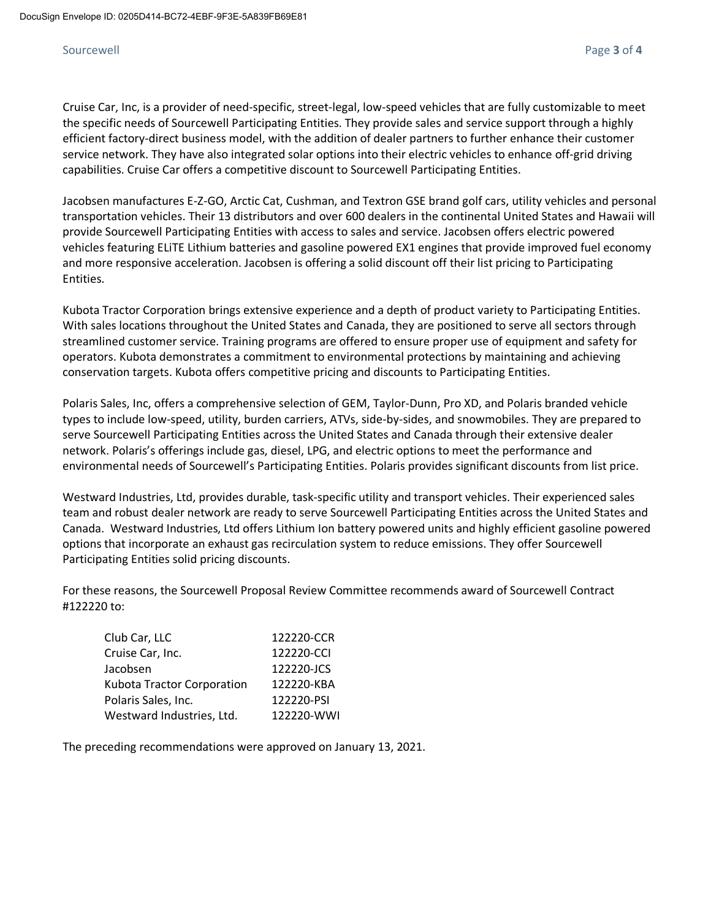Cruise Car, Inc, is a provider of need-specific, street-legal, low-speed vehicles that are fully customizable to meet the specific needs of Sourcewell Participating Entities. They provide sales and service support through a highly efficient factory-direct business model, with the addition of dealer partners to further enhance their customer service network. They have also integrated solar options into their electric vehicles to enhance off-grid driving capabilities. Cruise Car offers a competitive discount to Sourcewell Participating Entities.

Jacobsen manufactures E-Z-GO, Arctic Cat, Cushman, and Textron GSE brand golf cars, utility vehicles and personal transportation vehicles. Their 13 distributors and over 600 dealers in the continental United States and Hawaii will provide Sourcewell Participating Entities with access to sales and service. Jacobsen offers electric powered vehicles featuring ELiTE Lithium batteries and gasoline powered EX1 engines that provide improved fuel economy and more responsive acceleration. Jacobsen is offering a solid discount off their list pricing to Participating Entities.

Kubota Tractor Corporation brings extensive experience and a depth of product variety to Participating Entities. With sales locations throughout the United States and Canada, they are positioned to serve all sectors through streamlined customer service. Training programs are offered to ensure proper use of equipment and safety for operators. Kubota demonstrates a commitment to environmental protections by maintaining and achieving conservation targets. Kubota offers competitive pricing and discounts to Participating Entities.

Polaris Sales, Inc, offers a comprehensive selection of GEM, Taylor-Dunn, Pro XD, and Polaris branded vehicle types to include low-speed, utility, burden carriers, ATVs, side-by-sides, and snowmobiles. They are prepared to serve Sourcewell Participating Entities across the United States and Canada through their extensive dealer network. Polaris's offerings include gas, diesel, LPG, and electric options to meet the performance and environmental needs of Sourcewell's Participating Entities. Polaris provides significant discounts from list price.

Westward Industries, Ltd, provides durable, task-specific utility and transport vehicles. Their experienced sales team and robust dealer network are ready to serve Sourcewell Participating Entities across the United States and Canada. Westward Industries, Ltd offers Lithium Ion battery powered units and highly efficient gasoline powered options that incorporate an exhaust gas recirculation system to reduce emissions. They offer Sourcewell Participating Entities solid pricing discounts.

For these reasons, the Sourcewell Proposal Review Committee recommends award of Sourcewell Contract #122220 to:

| | |
|---|---|
| Club Car, LLC | 122220-CCR |
| Cruise Car, Inc. | 122220-CCI |
| Jacobsen | 122220-JCS |
| Kubota Tractor Corporation | 122220-KBA |
| Polaris Sales, Inc. | 122220-PSI |
| Westward Industries, Ltd. | 122220-WWI |

The preceding recommendations were approved on January 13, 2021.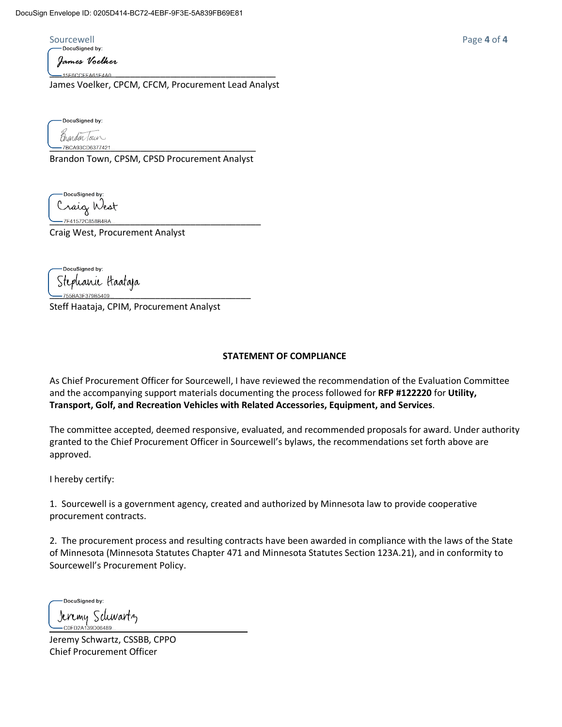DocuSign Envelope ID: 0205D414-BC72-4EBF-9F3E-5A839FB69E81

Sourcewell

DocuSigned by:

James Voelker

15E6CCEEA61F4A0

James Voelker, CPCM, CFCM, Procurement Lead Analyst

DocuSigned by:

Brandon Town

7BCA93CD6377421

Brandon Town, CPSM, CPSD Procurement Analyst

DocuSigned by:

Craig West

7F41572C858B4BA

Craig West, Procurement Analyst

DocuSigned by:

Stephanie Haataja

755BA3F379B5409

Steff Haataja, CPIM, Procurement Analyst

**STATEMENT OF COMPLIANCE**

As Chief Procurement Officer for Sourcewell, I have reviewed the recommendation of the Evaluation Committee and the accompanying support materials documenting the process followed for **RFP #122220** for **Utility, Transport, Golf, and Recreation Vehicles with Related Accessories, Equipment, and Services**.

The committee accepted, deemed responsive, evaluated, and recommended proposals for award. Under authority granted to the Chief Procurement Officer in Sourcewell's bylaws, the recommendations set forth above are approved.

I hereby certify:

1. Sourcewell is a government agency, created and authorized by Minnesota law to provide cooperative procurement contracts.

2. The procurement process and resulting contracts have been awarded in compliance with the laws of the State of Minnesota (Minnesota Statutes Chapter 471 and Minnesota Statutes Section 123A.21), and in conformity to Sourcewell's Procurement Policy.

DocuSigned by:

Jeremy Schwartz

C0FD2A139D06489

Jeremy Schwartz, CSSBB, CPPO
Chief Procurement Officer